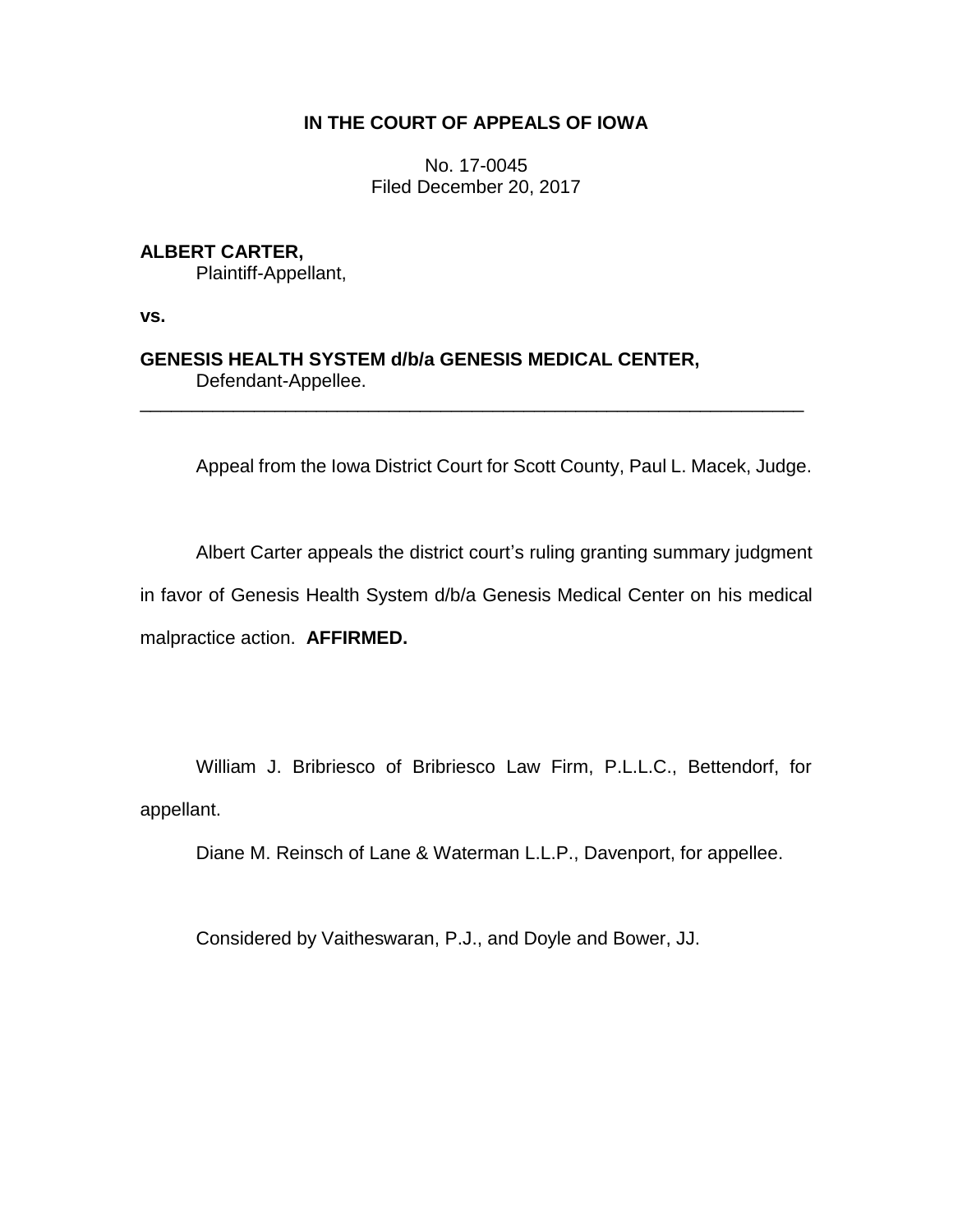**IN THE COURT OF APPEALS OF IOWA**

No. 17-0045
Filed December 20, 2017

**ALBERT CARTER,**
Plaintiff-Appellant,

**vs.**

**GENESIS HEALTH SYSTEM d/b/a GENESIS MEDICAL CENTER,**
Defendant-Appellee.

---

Appeal from the Iowa District Court for Scott County, Paul L. Macek, Judge.

Albert Carter appeals the district court's ruling granting summary judgment in favor of Genesis Health System d/b/a Genesis Medical Center on his medical malpractice action. **AFFIRMED.**

William J. Bribriesco of Bribriesco Law Firm, P.L.L.C., Bettendorf, for appellant.

Diane M. Reinsch of Lane & Waterman L.L.P., Davenport, for appellee.

Considered by Vaitheswaran, P.J., and Doyle and Bower, JJ.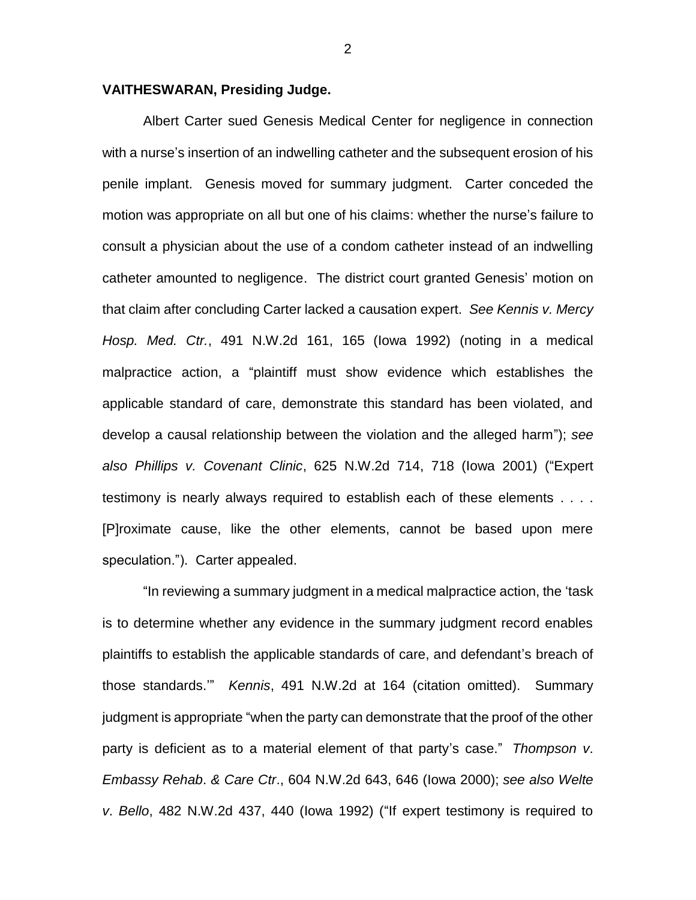**VAITHESWARAN, Presiding Judge.**

Albert Carter sued Genesis Medical Center for negligence in connection with a nurse's insertion of an indwelling catheter and the subsequent erosion of his penile implant. Genesis moved for summary judgment. Carter conceded the motion was appropriate on all but one of his claims: whether the nurse's failure to consult a physician about the use of a condom catheter instead of an indwelling catheter amounted to negligence. The district court granted Genesis' motion on that claim after concluding Carter lacked a causation expert. *See Kennis v. Mercy Hosp. Med. Ctr.*, 491 N.W.2d 161, 165 (Iowa 1992) (noting in a medical malpractice action, a "plaintiff must show evidence which establishes the applicable standard of care, demonstrate this standard has been violated, and develop a causal relationship between the violation and the alleged harm"); *see also Phillips v. Covenant Clinic*, 625 N.W.2d 714, 718 (Iowa 2001) ("Expert testimony is nearly always required to establish each of these elements . . . . [P]roximate cause, like the other elements, cannot be based upon mere speculation."). Carter appealed.

"In reviewing a summary judgment in a medical malpractice action, the 'task is to determine whether any evidence in the summary judgment record enables plaintiffs to establish the applicable standards of care, and defendant's breach of those standards.'" *Kennis*, 491 N.W.2d at 164 (citation omitted). Summary judgment is appropriate "when the party can demonstrate that the proof of the other party is deficient as to a material element of that party's case." *Thompson v. Embassy Rehab. & Care Ctr.*, 604 N.W.2d 643, 646 (Iowa 2000); *see also Welte v. Bello*, 482 N.W.2d 437, 440 (Iowa 1992) ("If expert testimony is required to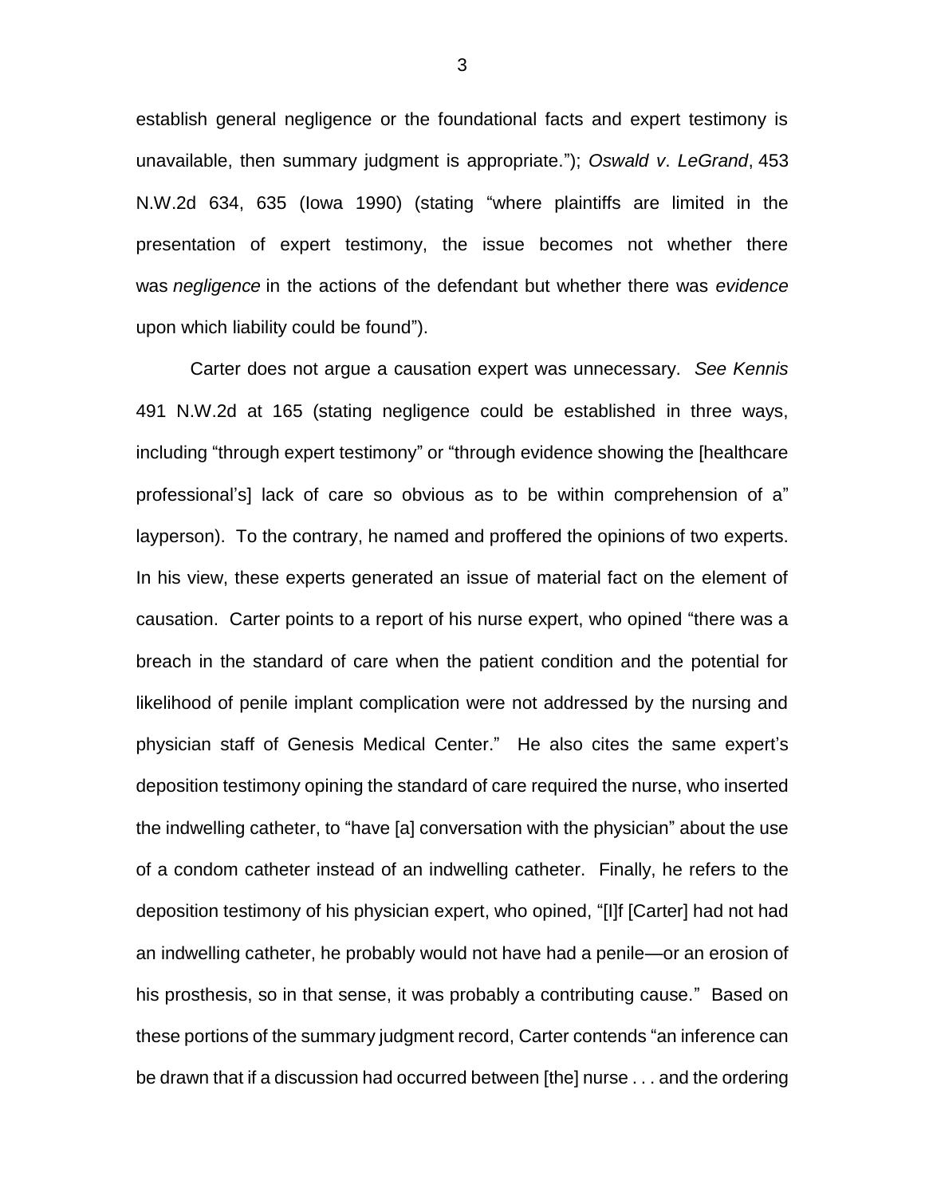establish general negligence or the foundational facts and expert testimony is unavailable, then summary judgment is appropriate."); *Oswald v. LeGrand*, 453 N.W.2d 634, 635 (Iowa 1990) (stating "where plaintiffs are limited in the presentation of expert testimony, the issue becomes not whether there was *negligence* in the actions of the defendant but whether there was *evidence* upon which liability could be found").

Carter does not argue a causation expert was unnecessary. *See Kennis* 491 N.W.2d at 165 (stating negligence could be established in three ways, including "through expert testimony" or "through evidence showing the [healthcare professional's] lack of care so obvious as to be within comprehension of a" layperson). To the contrary, he named and proffered the opinions of two experts. In his view, these experts generated an issue of material fact on the element of causation. Carter points to a report of his nurse expert, who opined "there was a breach in the standard of care when the patient condition and the potential for likelihood of penile implant complication were not addressed by the nursing and physician staff of Genesis Medical Center." He also cites the same expert's deposition testimony opining the standard of care required the nurse, who inserted the indwelling catheter, to "have [a] conversation with the physician" about the use of a condom catheter instead of an indwelling catheter. Finally, he refers to the deposition testimony of his physician expert, who opined, "[I]f [Carter] had not had an indwelling catheter, he probably would not have had a penile—or an erosion of his prosthesis, so in that sense, it was probably a contributing cause." Based on these portions of the summary judgment record, Carter contends "an inference can be drawn that if a discussion had occurred between [the] nurse . . . and the ordering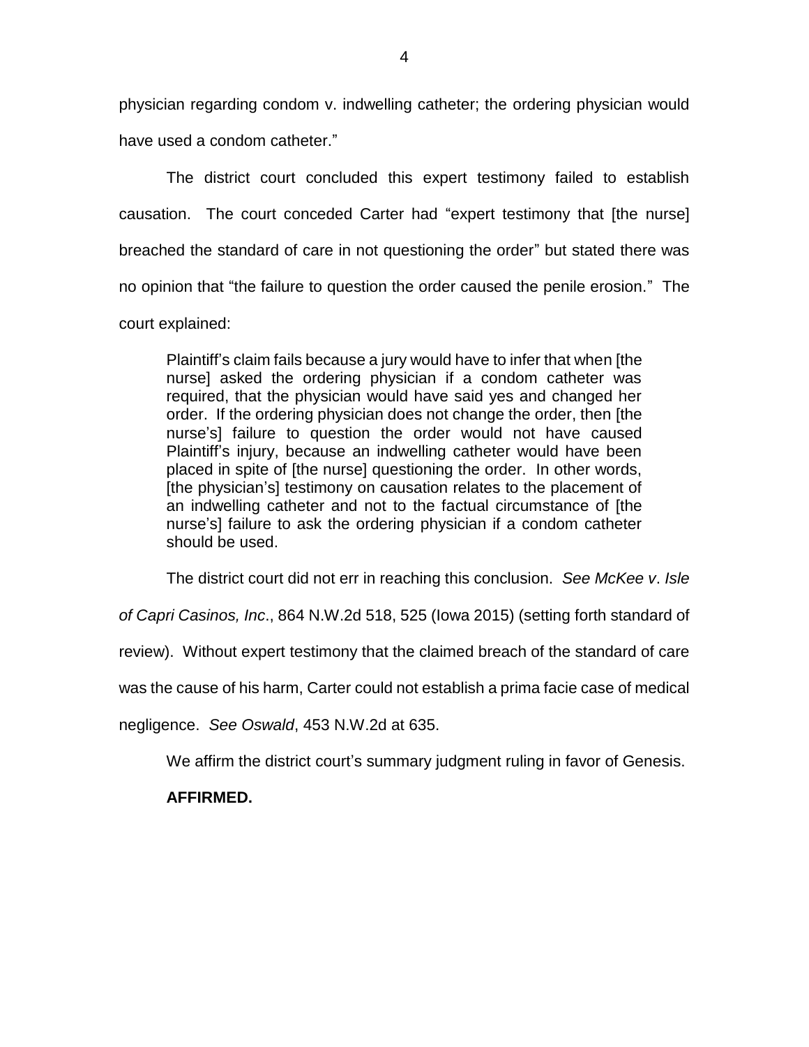physician regarding condom v. indwelling catheter; the ordering physician would have used a condom catheter."

The district court concluded this expert testimony failed to establish causation. The court conceded Carter had "expert testimony that [the nurse] breached the standard of care in not questioning the order" but stated there was no opinion that "the failure to question the order caused the penile erosion." The court explained:

> Plaintiff's claim fails because a jury would have to infer that when [the nurse] asked the ordering physician if a condom catheter was required, that the physician would have said yes and changed her order. If the ordering physician does not change the order, then [the nurse's] failure to question the order would not have caused Plaintiff's injury, because an indwelling catheter would have been placed in spite of [the nurse] questioning the order. In other words, [the physician's] testimony on causation relates to the placement of an indwelling catheter and not to the factual circumstance of [the nurse's] failure to ask the ordering physician if a condom catheter should be used.

The district court did not err in reaching this conclusion. *See McKee v. Isle of Capri Casinos, Inc.*, 864 N.W.2d 518, 525 (Iowa 2015) (setting forth standard of review). Without expert testimony that the claimed breach of the standard of care was the cause of his harm, Carter could not establish a prima facie case of medical negligence. *See Oswald*, 453 N.W.2d at 635.

We affirm the district court's summary judgment ruling in favor of Genesis.

**AFFIRMED.**